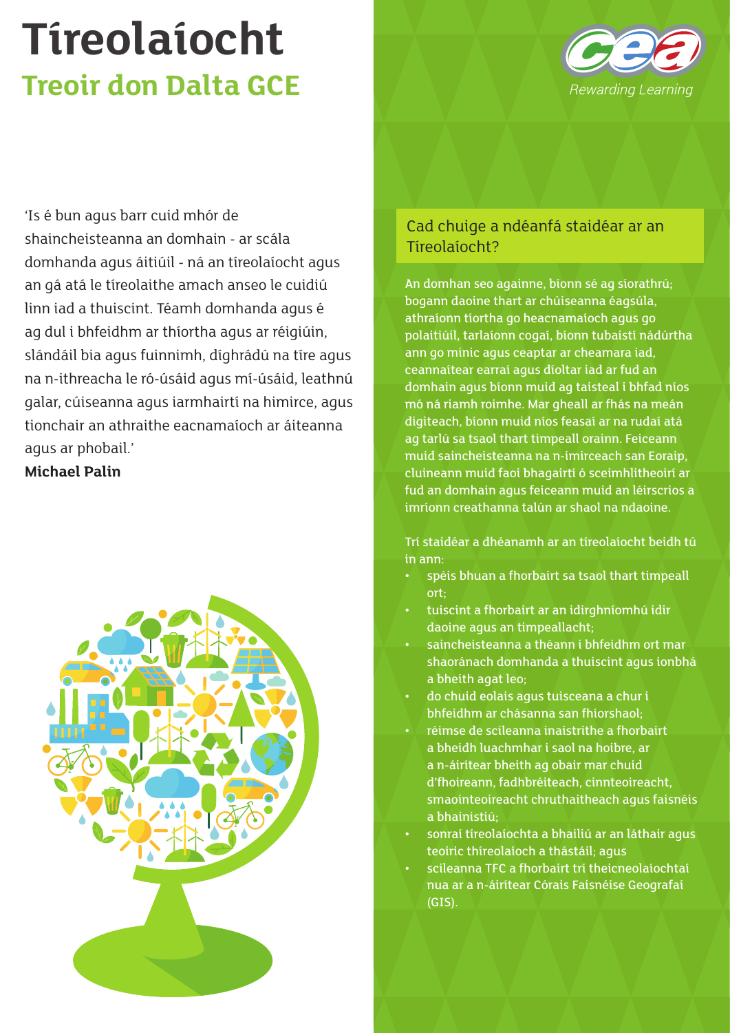# Tíreolaíocht

## Treoir don Dalta GCE

'Is é bun agus barr cuid mhór de shaincheisteanna an domhain - ar scála domhanda agus áitiúil - ná an tíreolaíocht agus an gá atá le tíreolaithe amach anseo le cuidiú linn iad a thuiscint. Téamh domhanda agus é ag dul i bhfeidhm ar thíortha agus ar réigiúin, slándáil bia agus fuinnimh, díghrádú na tíre agus na n-ithreacha le ró-úsáid agus mí-úsáid, leathnú galar, cúiseanna agus iarmhairtí na himirce, agus tionchair an athraithe eacnamaíoch ar áiteanna agus ar phobail.'

**Michael Palin**

### Cad chuige a ndéanfá staidéar ar an Tíreolaíocht?

An domhan seo againne, bíonn sé ag síorathrú; bogann daoine thart ar chúiseanna éagsúla, athraíonn tíortha go heacnamaíoch agus go polaitiúil, tarlaíonn cogaí, bíonn tubaistí nádúrtha ann go minic agus ceaptar ar cheamara iad, ceannaítear earraí agus díoltar iad ar fud an domhain agus bíonn muid ag taisteal i bhfad níos mó ná riamh roimhe. Mar gheall ar fhás na meán digiteach, bíonn muid níos feasaí ar na rudaí atá ag tarlú sa tsaol thart timpeall orainn. Feiceann muid saincheisteanna na n-imirceach san Eoraip, cluineann muid faoi bhagairtí ó sceimhlitheoirí ar fud an domhain agus feiceann muid an léirscrios a imríonn creathanna talún ar shaol na ndaoine.

Trí staidéar a dhéanamh ar an tíreolaíocht beidh tú in ann:

- spéis bhuan a fhorbairt sa tsaol thart timpeall ort;
- tuiscint a fhorbairt ar an idirghníomhú idir daoine agus an timpeallacht;
- saincheisteanna a théann i bhfeidhm ort mar shaoránach domhanda a thuiscint agus ionbhá a bheith agat leo;
- do chuid eolais agus tuisceana a chur i bhfeidhm ar chásanna san fhíorshaol;
- réimse de scileanna inaistrithe a fhorbairt a bheidh luachmhar i saol na hoibre, ar a n-áirítear bheith ag obair mar chuid d'fhoireann, fadhbréiteach, cinnteoireacht, smaointeoireacht chruthaitheach agus faisnéis a bhainistiú;
- sonraí tíreolaíochta a bhailiú ar an láthair agus teoiric thíreolaíoch a thástáil; agus
- scileanna TFC a fhorbairt trí theicneolaíochtaí nua ar a n-áirítear Córais Faisnéise Geografaí (GIS).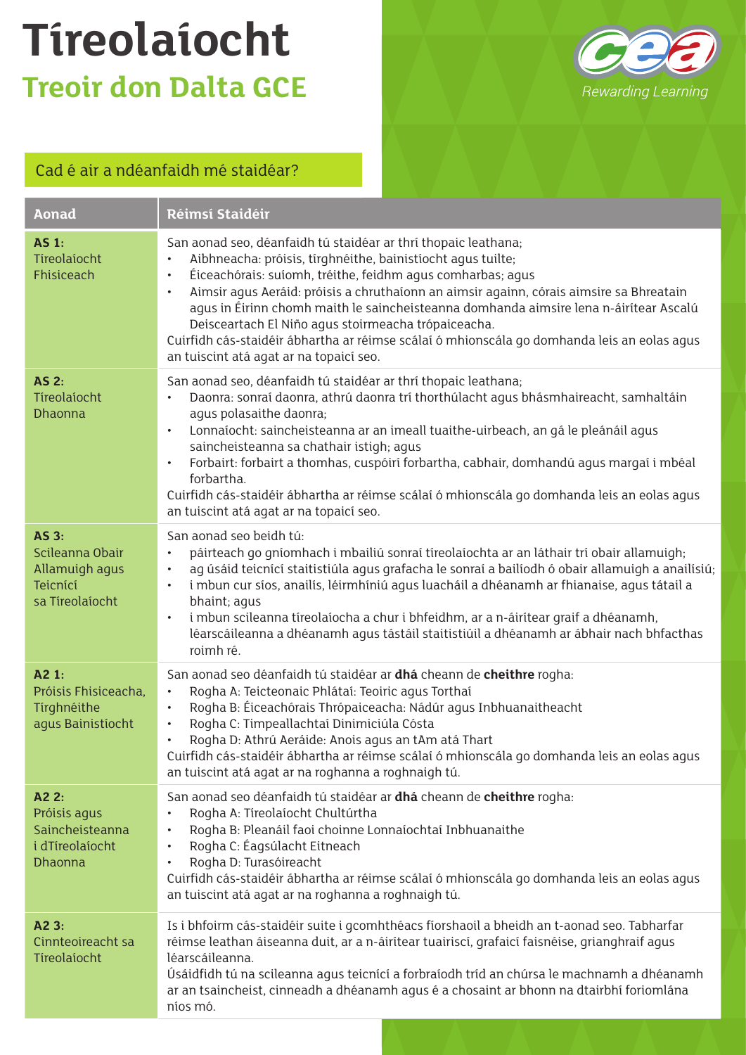# Tíreolaíocht

## Treoir don Dalta GCE

cea Rewarding Learning

### Cad é air a ndéanfaidh mé staidéar?

| Aonad | Réimsí Staidéir |
|---|---|
| **AS 1:** Tíreolaíocht Fhisiceach | San aonad seo, déanfaidh tú staidéar ar thrí thopaic leathana;<br>• Aibhneacha: próisis, tírghnéithe, bainistíocht agus tuilte;<br>• Éiceachórais: suíomh, tréithe, feidhm agus comharbas; agus<br>• Aimsir agus Aeráid: próisis a chruthaíonn an aimsir againn, córais aimsire sa Bhreatain agus in Éirinn chomh maith le saincheisteanna domhanda aimsire lena n-áirítear Ascalú Deisceartach El Niño agus stoirmeacha trópaiceacha.<br>Cuirfidh cás-staidéir ábhartha ar réimse scálaí ó mhionscála go domhanda leis an eolas agus an tuiscint atá agat ar na topaicí seo. |
| **AS 2:** Tíreolaíocht Dhaonna | San aonad seo, déanfaidh tú staidéar ar thrí thopaic leathana;<br>• Daonra: sonraí daonra, athrú daonra trí thorthúlacht agus bhásmhaireacht, samhaltáin agus polasaithe daonra;<br>• Lonnaíocht: saincheisteanna ar an imeall tuaithe-uirbeach, an gá le pleánáil agus saincheisteanna sa chathair istigh; agus<br>• Forbairt: forbairt a thomhas, cuspóirí forbartha, cabhair, domhandú agus margaí i mbéal forbartha.<br>Cuirfidh cás-staidéir ábhartha ar réimse scálaí ó mhionscála go domhanda leis an eolas agus an tuiscint atá agat ar na topaicí seo. |
| **AS 3:** Scileanna Obair Allamuigh agus Teicnící sa Tíreolaíocht | San aonad seo beidh tú:<br>• páirteach go gníomhach i mbailiú sonraí tíreolaíochta ar an láthair trí obair allamuigh;<br>• ag úsáid teicnící staitistiúla agus grafacha le sonraí a bailíodh ó obair allamuigh a anailísiú;<br>• i mbun cur síos, anailís, léirmhíniú agus luacháil a dhéanamh ar fhianaise, agus tátail a bhaint; agus<br>• i mbun scileanna tíreolaíocha a chur i bhfeidhm, ar a n-áirítear graif a dhéanamh, léarscáileanna a dhéanamh agus tástáil staitistiúil a dhéanamh ar ábhair nach bhfacthas roimh ré. |
| **A2 1:** Próisis Fhisiceacha, Tírghnéithe agus Bainistíocht | San aonad seo déanfaidh tú staidéar ar **dhá** cheann de **cheithre** rogha:<br>• Rogha A: Teicteonaic Phlátaí: Teoiric agus Torthaí<br>• Rogha B: Éiceachórais Thrópaiceacha: Nádúr agus Inbhuanaitheacht<br>• Rogha C: Timpeallachtaí Dinimiciúla Cósta<br>• Rogha D: Athrú Aeráide: Anois agus an tAm atá Thart<br>Cuirfidh cás-staidéir ábhartha ar réimse scálaí ó mhionscála go domhanda leis an eolas agus an tuiscint atá agat ar na roghanna a roghnaigh tú. |
| **A2 2:** Próisis agus Saincheisteanna i dTíreolaíocht Dhaonna | San aonad seo déanfaidh tú staidéar ar **dhá** cheann de **cheithre** rogha:<br>• Rogha A: Tíreolaíocht Chultúrtha<br>• Rogha B: Pleanáil faoi choinne Lonnaíochtaí Inbhuanaithe<br>• Rogha C: Éagsúlacht Eitneach<br>• Rogha D: Turasóireacht<br>Cuirfidh cás-staidéir ábhartha ar réimse scálaí ó mhionscála go domhanda leis an eolas agus an tuiscint atá agat ar na roghanna a roghnaigh tú. |
| **A2 3:** Cinnteoireacht sa Tíreolaíocht | Is i bhfoirm cás-staidéir suite i gcomhthéacs fíorshaoil a bheidh an t-aonad seo. Tabharfar réimse leathan áiseanna duit, ar a n-áirítear tuairiscí, grafaicí faisnéise, grianghraif agus léarscáileanna.<br>Úsáidfidh tú na scileanna agus teicnící a forbraíodh tríd an chúrsa le machnamh a dhéanamh ar an tsaincheist, cinneadh a dhéanamh agus é a chosaint ar bhonn na dtairbhí foriomlána níos mó. |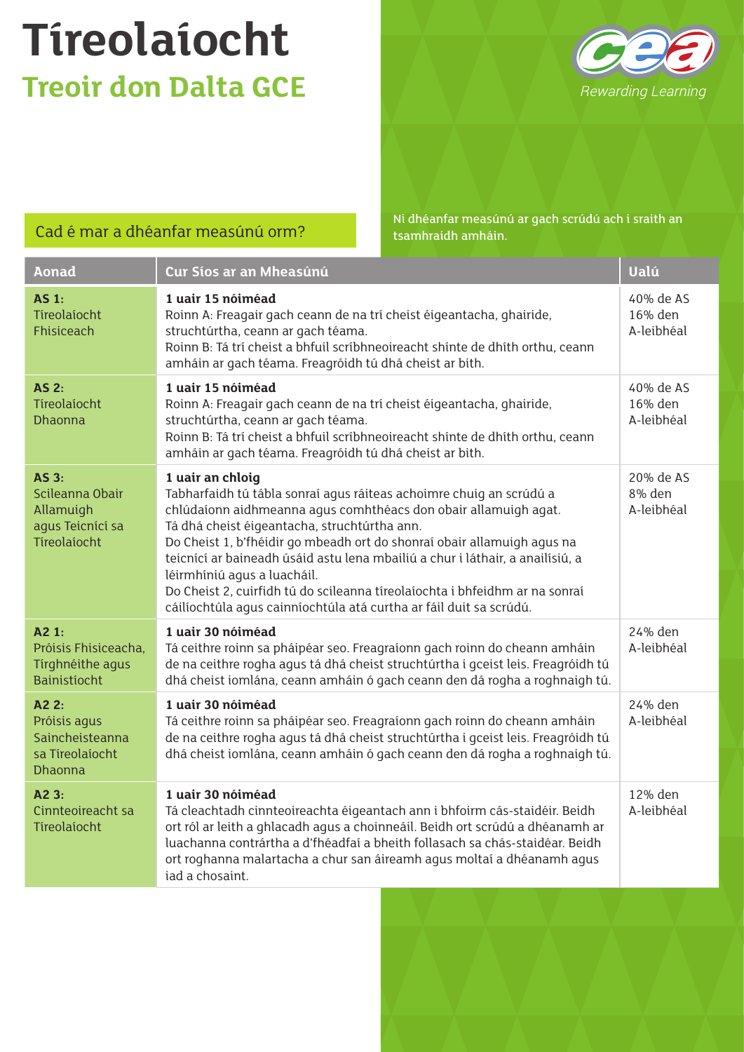# Tíreolaíocht

## Treoir don Dalta GCE

Rewarding Learning

### Cad é mar a dhéanfar measúnú orm?

Ní dhéanfar measúnú ar gach scrúdú ach i sraith an tsamhraidh amháin.

| Aonad | Cur Síos ar an Mheasúnú | Ualú |
|---|---|---|
| **AS 1:** Tíreolaíocht Fhisiceach | **1 uair 15 nóiméad** Roinn A: Freagair gach ceann de na trí cheist éigeantacha, ghairide, struchtúrtha, ceann ar gach téama. Roinn B: Tá trí cheist a bhfuil scríbhneoireacht shínte de dhíth orthu, ceann amháin ar gach téama. Freagróidh tú dhá cheist ar bith. | 40% de AS 16% den A-leibhéal |
| **AS 2:** Tíreolaíocht Dhaonna | **1 uair 15 nóiméad** Roinn A: Freagair gach ceann de na trí cheist éigeantacha, ghairide, struchtúrtha, ceann ar gach téama. Roinn B: Tá trí cheist a bhfuil scríbhneoireacht shínte de dhíth orthu, ceann amháin ar gach téama. Freagróidh tú dhá cheist ar bith. | 40% de AS 16% den A-leibhéal |
| **AS 3:** Scileanna Obair Allamuigh agus Teicnící sa Tíreolaíocht | **1 uair an chloig** Tabharfaidh tú tábla sonraí agus ráiteas achoimre chuig an scrúdú a chlúdaíonn aidhmeanna agus comhthéacs don obair allamuigh agat. Tá dhá cheist éigeantacha, struchtúrtha ann. Do Cheist 1, b'fhéidir go mbeadh ort do shonraí obair allamuigh agus na teicnící ar baineadh úsáid astu lena mbailiú a chur i láthair, a anailísiú, a léirmhíniú agus a luacháil. Do Cheist 2, cuirfidh tú do scileanna tíreolaíochta i bhfeidhm ar na sonraí cáilíochtúla agus cainníochtúla atá curtha ar fáil duit sa scrúdú. | 20% de AS 8% den A-leibhéal |
| **A2 1:** Próisis Fhisiceacha, Tírghnéithe agus Bainistíocht | **1 uair 30 nóiméad** Tá ceithre roinn sa pháipéar seo. Freagraíonn gach roinn do cheann amháin de na ceithre rogha agus tá dhá cheist struchtúrtha i gceist leis. Freagróidh tú dhá cheist iomlána, ceann amháin ó gach ceann den dá rogha a roghnaigh tú. | 24% den A-leibhéal |
| **A2 2:** Próisis agus Saincheisteanna sa Tíreolaíocht Dhaonna | **1 uair 30 nóiméad** Tá ceithre roinn sa pháipéar seo. Freagraíonn gach roinn do cheann amháin de na ceithre rogha agus tá dhá cheist struchtúrtha i gceist leis. Freagróidh tú dhá cheist iomlána, ceann amháin ó gach ceann den dá rogha a roghnaigh tú. | 24% den A-leibhéal |
| **A2 3:** Cinnteoireacht sa Tíreolaíocht | **1 uair 30 nóiméad** Tá cleachtadh cinnteoireachta éigeantach ann i bhfoirm cás-staidéir. Beidh ort ról ar leith a ghlacadh agus a choinneáil. Beidh ort scrúdú a dhéanamh ar luachanna contrártha a d'fhéadfaí a bheith follasach sa chás-staidéar. Beidh ort roghanna malartacha a chur san áireamh agus moltaí a dhéanamh agus iad a chosaint. | 12% den A-leibhéal |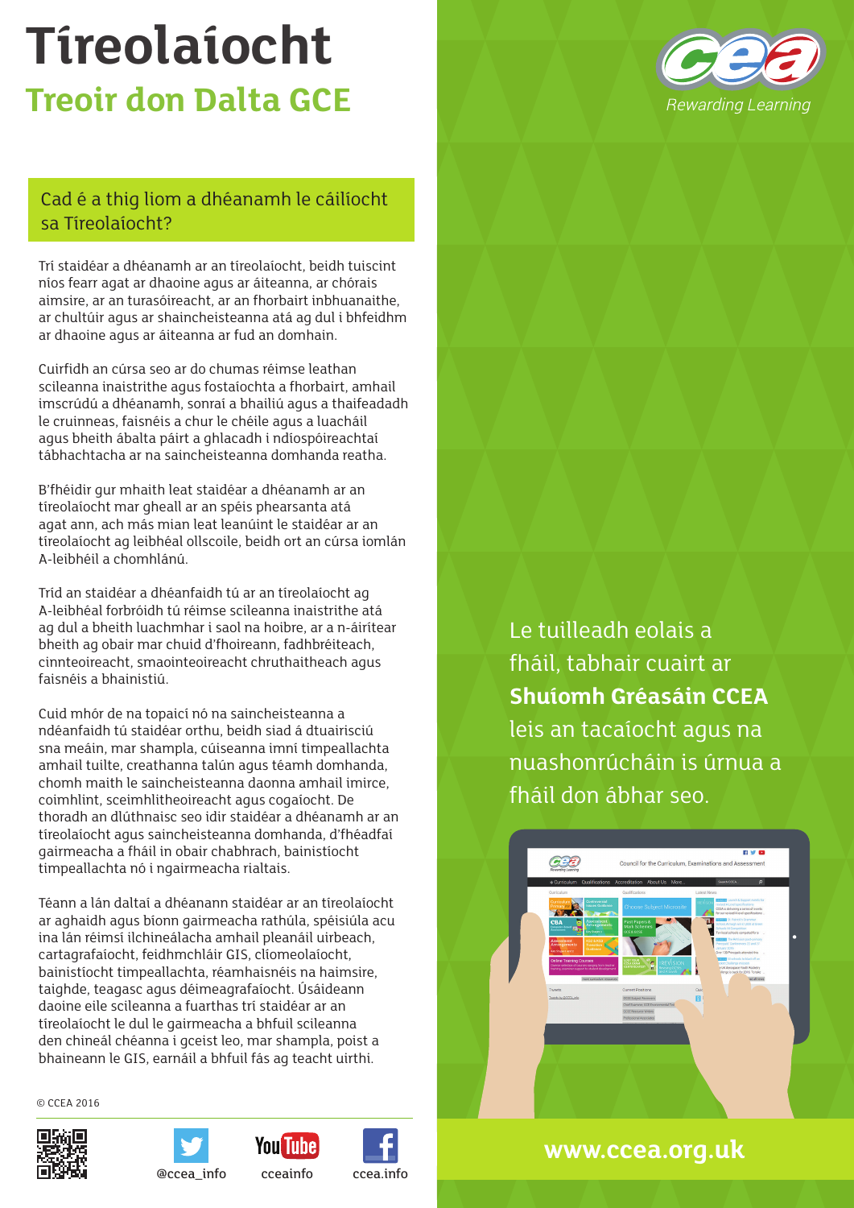# Tíreolaíocht

## Treoir don Dalta GCE

### Cad é a thig liom a dhéanamh le cáilíocht sa Tíreolaíocht?

Trí staidéar a dhéanamh ar an tíreolaíocht, beidh tuiscint níos fearr agat ar dhaoine agus ar áiteanna, ar chórais aimsire, ar an turasóireacht, ar an fhorbairt inbhuanaithe, ar chultúir agus ar shaincheisteanna atá ag dul i bhfeidhm ar dhaoine agus ar áiteanna ar fud an domhain.

Cuirfidh an cúrsa seo ar do chumas réimse leathan scileanna inaistrithe agus fostaíochta a fhorbairt, amhail imscrúdú a dhéanamh, sonraí a bhailiú agus a thaifeadadh le cruinneas, faisnéis a chur le chéile agus a luacháil agus bheith ábalta páirt a ghlacadh i ndíospóireachtaí tábhachtacha ar na saincheisteanna domhanda reatha.

B'fhéidir gur mhaith leat staidéar a dhéanamh ar an tíreolaíocht mar gheall ar an spéis phearsanta atá agat ann, ach más mian leat leanúint le staidéar ar an tíreolaíocht ag leibhéal ollscoile, beidh ort an cúrsa iomlán A-leibhéil a chomhlánú.

Tríd an staidéar a dhéanfaidh tú ar an tíreolaíocht ag A-leibhéal forbróidh tú réimse scileanna inaistrithe atá ag dul a bheith luachmhar i saol na hoibre, ar a n-áirítear bheith ag obair mar chuid d'fhoireann, fadhbréiteach, cinnteoireacht, smaointeoireacht chruthaitheach agus faisnéis a bhainistiú.

Cuid mhór de na topaicí nó na saincheisteanna a ndéanfaidh tú staidéar orthu, beidh siad á dtuairisciú sna meáin, mar shampla, cúiseanna imní timpeallachta amhail tuilte, creathanna talún agus téamh domhanda, chomh maith le saincheisteanna daonna amhail imirce, coimhlint, sceimhlitheoireacht agus cogaíocht. De thoradh an dlúthnaisc seo idir staidéar a dhéanamh ar an tíreolaíocht agus saincheisteanna domhanda, d'fhéadfaí gairmeacha a fháil in obair chabhrach, bainistíocht timpeallachta nó i ngairmeacha rialtais.

Téann a lán daltaí a dhéanann staidéar ar an tíreolaíocht ar aghaidh agus bíonn gairmeacha rathúla, spéisiúla acu ina lán réimsí ilchineálacha amhail pleanáil uirbeach, cartagrafaíocht, feidhmchláir GIS, clíomeolaíocht, bainistíocht timpeallachta, réamhaisnéis na haimsire, taighde, teagasc agus déimeagrafaíocht. Úsáideann daoine eile scileanna a fuarthas trí staidéar ar an tíreolaíocht le dul le gairmeacha a bhfuil scileanna den chineál chéanna i gceist leo, mar shampla, poist a bhaineann le GIS, earnáil a bhfuil fás ag teacht uirthi.

© CCEA 2016

@ccea_info | cceainfo | ccea.info

Rewarding Learning

Le tuilleadh eolais a fháil, tabhair cuairt ar **Shuíomh Gréasáin CCEA** leis an tacaíocht agus na nuashonrúcháin is úrnua a fháil don ábhar seo.

**www.ccea.org.uk**